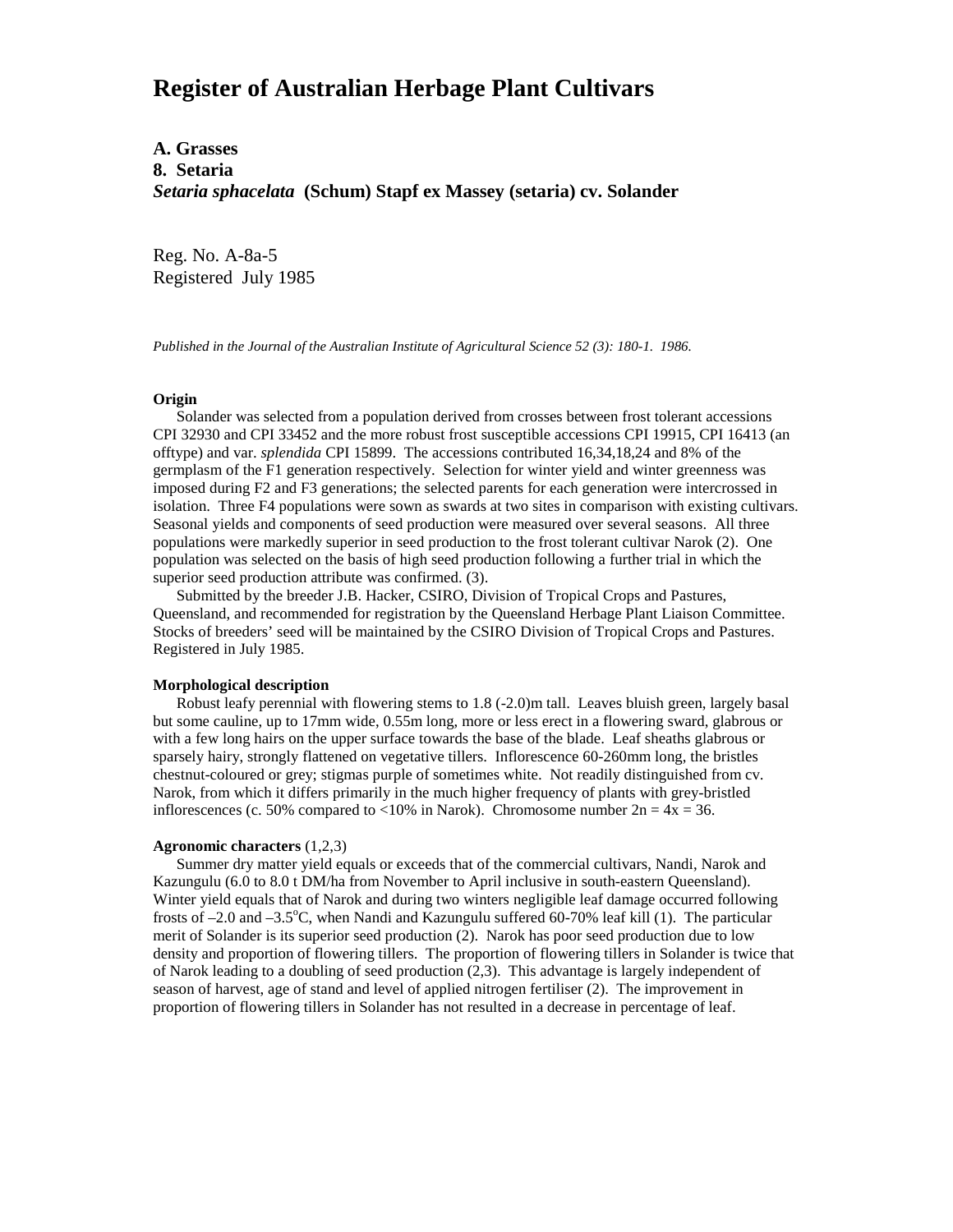# Register of Australian Herbage Plant Cultivars

**A. Grasses**
**8. Setaria**
***Setaria sphacelata* (Schum) Stapf ex Massey (setaria) cv. Solander**

Reg. No. A-8a-5
Registered July 1985

*Published in the Journal of the Australian Institute of Agricultural Science 52 (3): 180-1. 1986.*

**Origin**

Solander was selected from a population derived from crosses between frost tolerant accessions CPI 32930 and CPI 33452 and the more robust frost susceptible accessions CPI 19915, CPI 16413 (an offtype) and var. *splendida* CPI 15899. The accessions contributed 16,34,18,24 and 8% of the germplasm of the F1 generation respectively. Selection for winter yield and winter greenness was imposed during F2 and F3 generations; the selected parents for each generation were intercrossed in isolation. Three F4 populations were sown as swards at two sites in comparison with existing cultivars. Seasonal yields and components of seed production were measured over several seasons. All three populations were markedly superior in seed production to the frost tolerant cultivar Narok (2). One population was selected on the basis of high seed production following a further trial in which the superior seed production attribute was confirmed. (3).

Submitted by the breeder J.B. Hacker, CSIRO, Division of Tropical Crops and Pastures, Queensland, and recommended for registration by the Queensland Herbage Plant Liaison Committee. Stocks of breeders' seed will be maintained by the CSIRO Division of Tropical Crops and Pastures. Registered in July 1985.

**Morphological description**

Robust leafy perennial with flowering stems to 1.8 (-2.0)m tall. Leaves bluish green, largely basal but some cauline, up to 17mm wide, 0.55m long, more or less erect in a flowering sward, glabrous or with a few long hairs on the upper surface towards the base of the blade. Leaf sheaths glabrous or sparsely hairy, strongly flattened on vegetative tillers. Inflorescence 60-260mm long, the bristles chestnut-coloured or grey; stigmas purple of sometimes white. Not readily distinguished from cv. Narok, from which it differs primarily in the much higher frequency of plants with grey-bristled inflorescences (c. 50% compared to <10% in Narok). Chromosome number $2n = 4x = 36$.

**Agronomic characters** (1,2,3)

Summer dry matter yield equals or exceeds that of the commercial cultivars, Nandi, Narok and Kazungulu (6.0 to 8.0 t DM/ha from November to April inclusive in south-eastern Queensland). Winter yield equals that of Narok and during two winters negligible leaf damage occurred following frosts of –2.0 and –3.5°C, when Nandi and Kazungulu suffered 60-70% leaf kill (1). The particular merit of Solander is its superior seed production (2). Narok has poor seed production due to low density and proportion of flowering tillers. The proportion of flowering tillers in Solander is twice that of Narok leading to a doubling of seed production (2,3). This advantage is largely independent of season of harvest, age of stand and level of applied nitrogen fertiliser (2). The improvement in proportion of flowering tillers in Solander has not resulted in a decrease in percentage of leaf.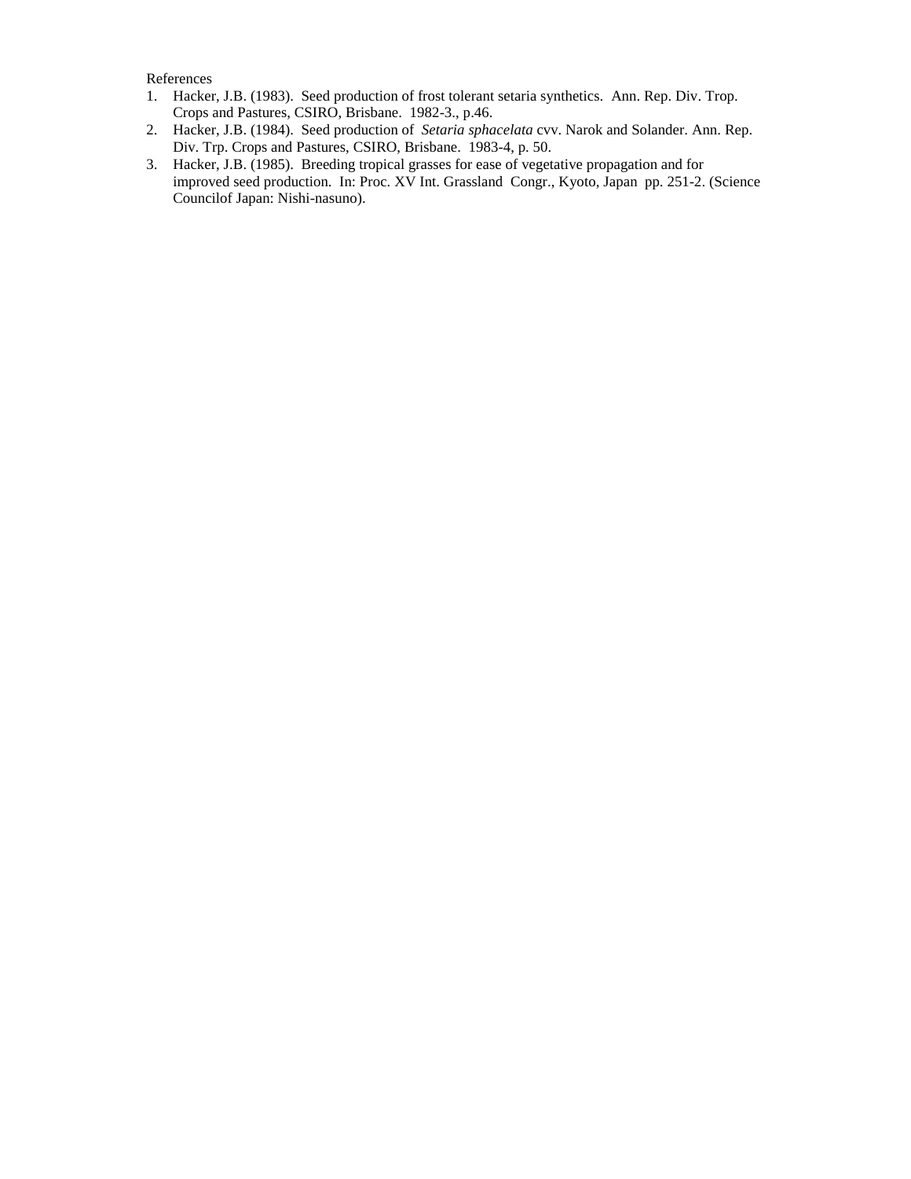References

1. Hacker, J.B. (1983). Seed production of frost tolerant setaria synthetics. Ann. Rep. Div. Trop. Crops and Pastures, CSIRO, Brisbane. 1982-3., p.46.
2. Hacker, J.B. (1984). Seed production of *Setaria sphacelata* cvv. Narok and Solander. Ann. Rep. Div. Trp. Crops and Pastures, CSIRO, Brisbane. 1983-4, p. 50.
3. Hacker, J.B. (1985). Breeding tropical grasses for ease of vegetative propagation and for improved seed production. In: Proc. XV Int. Grassland Congr., Kyoto, Japan pp. 251-2. (Science Councilof Japan: Nishi-nasuno).